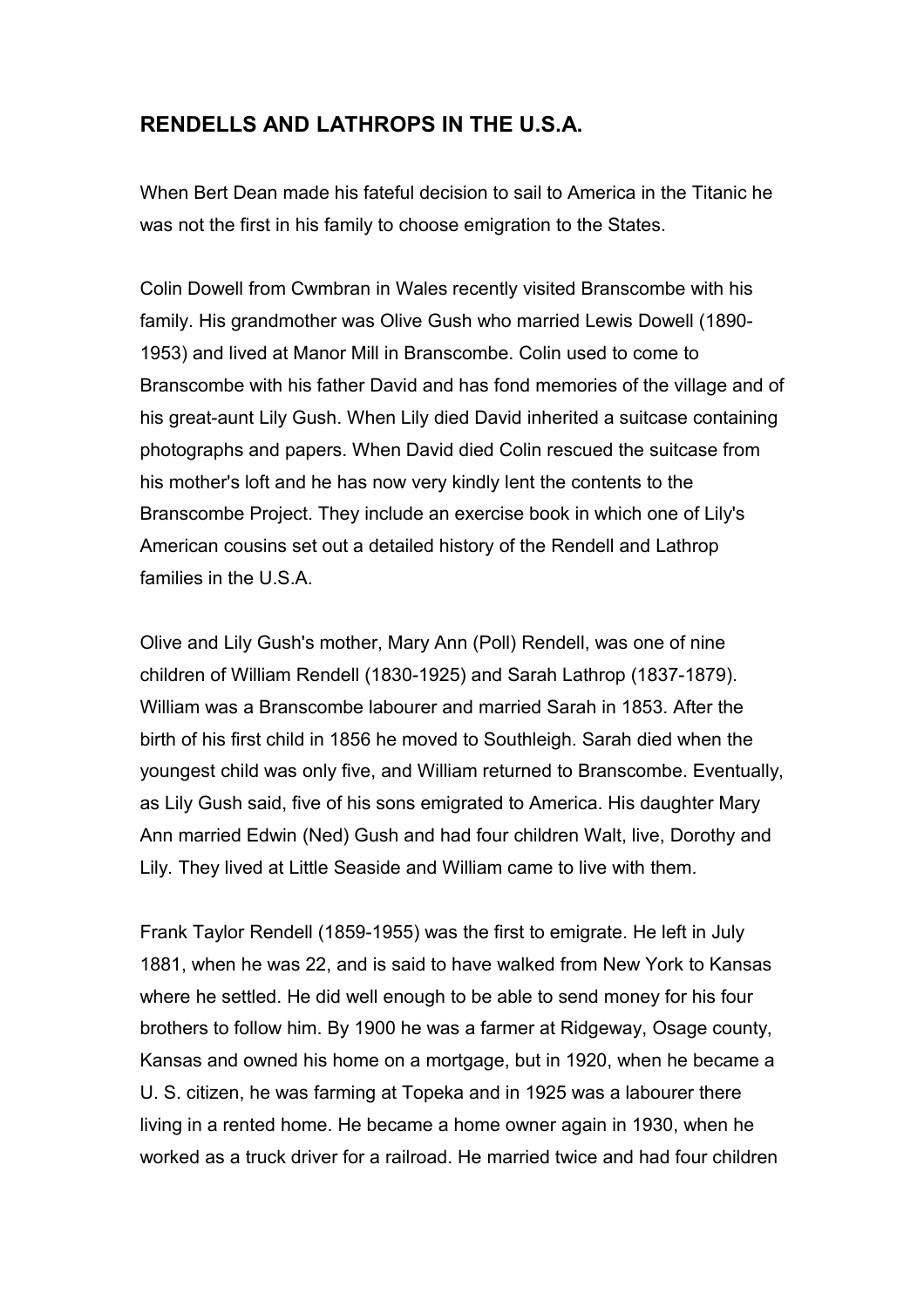## RENDELLS AND LATHROPS IN THE U.S.A.

When Bert Dean made his fateful decision to sail to America in the Titanic he was not the first in his family to choose emigration to the States.

Colin Dowell from Cwmbran in Wales recently visited Branscombe with his family. His grandmother was Olive Gush who married Lewis Dowell (1890-1953) and lived at Manor Mill in Branscombe. Colin used to come to Branscombe with his father David and has fond memories of the village and of his great-aunt Lily Gush. When Lily died David inherited a suitcase containing photographs and papers. When David died Colin rescued the suitcase from his mother's loft and he has now very kindly lent the contents to the Branscombe Project. They include an exercise book in which one of Lily's American cousins set out a detailed history of the Rendell and Lathrop families in the U.S.A.

Olive and Lily Gush's mother, Mary Ann (Poll) Rendell, was one of nine children of William Rendell (1830-1925) and Sarah Lathrop (1837-1879). William was a Branscombe labourer and married Sarah in 1853. After the birth of his first child in 1856 he moved to Southleigh. Sarah died when the youngest child was only five, and William returned to Branscombe. Eventually, as Lily Gush said, five of his sons emigrated to America. His daughter Mary Ann married Edwin (Ned) Gush and had four children Walt, live, Dorothy and Lily. They lived at Little Seaside and William came to live with them.

Frank Taylor Rendell (1859-1955) was the first to emigrate. He left in July 1881, when he was 22, and is said to have walked from New York to Kansas where he settled. He did well enough to be able to send money for his four brothers to follow him. By 1900 he was a farmer at Ridgeway, Osage county, Kansas and owned his home on a mortgage, but in 1920, when he became a U. S. citizen, he was farming at Topeka and in 1925 was a labourer there living in a rented home. He became a home owner again in 1930, when he worked as a truck driver for a railroad. He married twice and had four children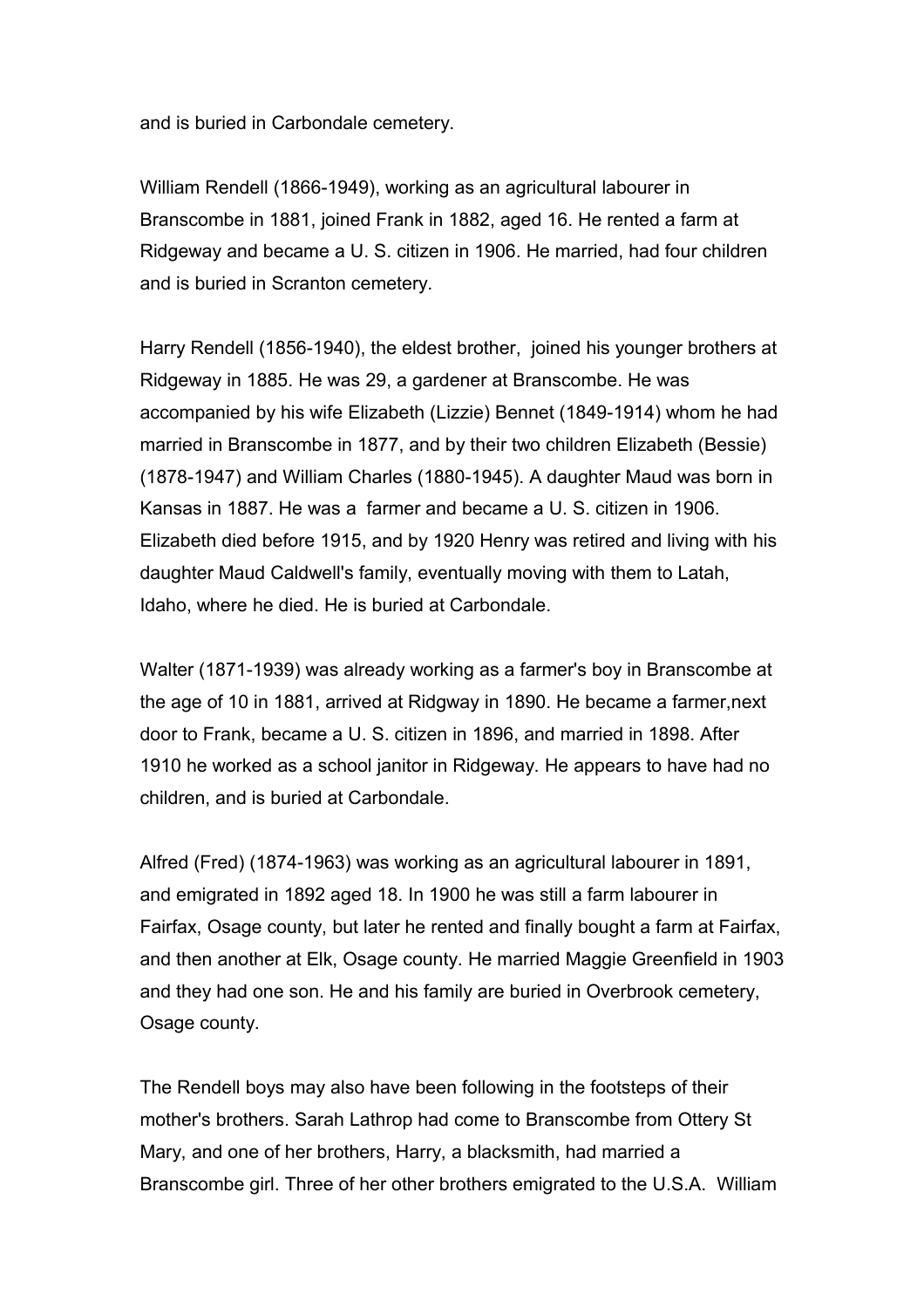and is buried in Carbondale cemetery.

William Rendell (1866-1949), working as an agricultural labourer in Branscombe in 1881, joined Frank in 1882, aged 16. He rented a farm at Ridgeway and became a U. S. citizen in 1906. He married, had four children and is buried in Scranton cemetery.

Harry Rendell (1856-1940), the eldest brother, joined his younger brothers at Ridgeway in 1885. He was 29, a gardener at Branscombe. He was accompanied by his wife Elizabeth (Lizzie) Bennet (1849-1914) whom he had married in Branscombe in 1877, and by their two children Elizabeth (Bessie) (1878-1947) and William Charles (1880-1945). A daughter Maud was born in Kansas in 1887. He was a farmer and became a U. S. citizen in 1906. Elizabeth died before 1915, and by 1920 Henry was retired and living with his daughter Maud Caldwell's family, eventually moving with them to Latah, Idaho, where he died. He is buried at Carbondale.

Walter (1871-1939) was already working as a farmer's boy in Branscombe at the age of 10 in 1881, arrived at Ridgway in 1890. He became a farmer,next door to Frank, became a U. S. citizen in 1896, and married in 1898. After 1910 he worked as a school janitor in Ridgeway. He appears to have had no children, and is buried at Carbondale.

Alfred (Fred) (1874-1963) was working as an agricultural labourer in 1891, and emigrated in 1892 aged 18. In 1900 he was still a farm labourer in Fairfax, Osage county, but later he rented and finally bought a farm at Fairfax, and then another at Elk, Osage county. He married Maggie Greenfield in 1903 and they had one son. He and his family are buried in Overbrook cemetery, Osage county.

The Rendell boys may also have been following in the footsteps of their mother's brothers. Sarah Lathrop had come to Branscombe from Ottery St Mary, and one of her brothers, Harry, a blacksmith, had married a Branscombe girl. Three of her other brothers emigrated to the U.S.A. William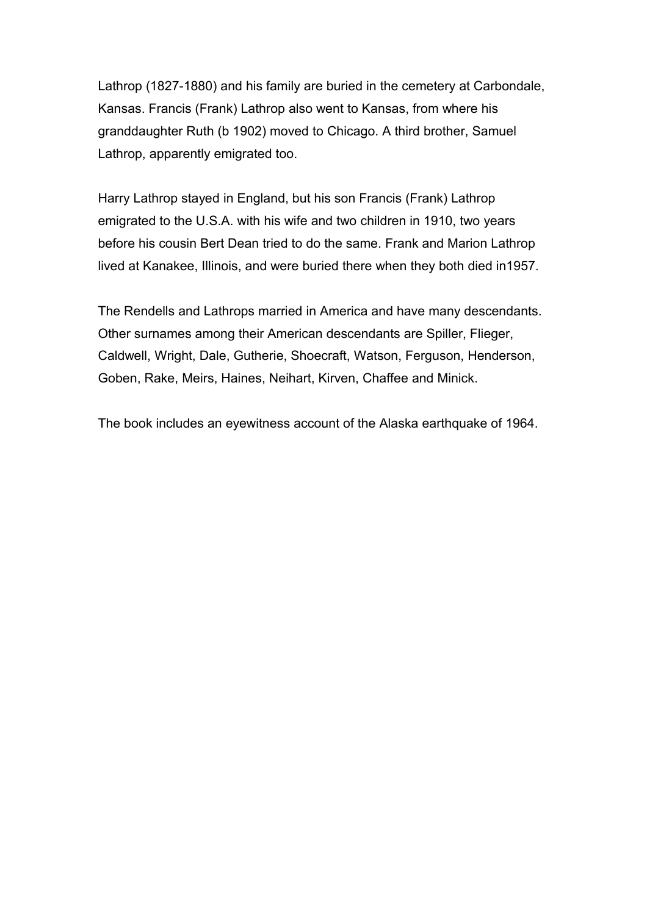Lathrop (1827-1880) and his family are buried in the cemetery at Carbondale, Kansas. Francis (Frank) Lathrop also went to Kansas, from where his granddaughter Ruth (b 1902) moved to Chicago. A third brother, Samuel Lathrop, apparently emigrated too.

Harry Lathrop stayed in England, but his son Francis (Frank) Lathrop emigrated to the U.S.A. with his wife and two children in 1910, two years before his cousin Bert Dean tried to do the same. Frank and Marion Lathrop lived at Kanakee, Illinois, and were buried there when they both died in1957.

The Rendells and Lathrops married in America and have many descendants. Other surnames among their American descendants are Spiller, Flieger, Caldwell, Wright, Dale, Gutherie, Shoecraft, Watson, Ferguson, Henderson, Goben, Rake, Meirs, Haines, Neihart, Kirven, Chaffee and Minick.

The book includes an eyewitness account of the Alaska earthquake of 1964.